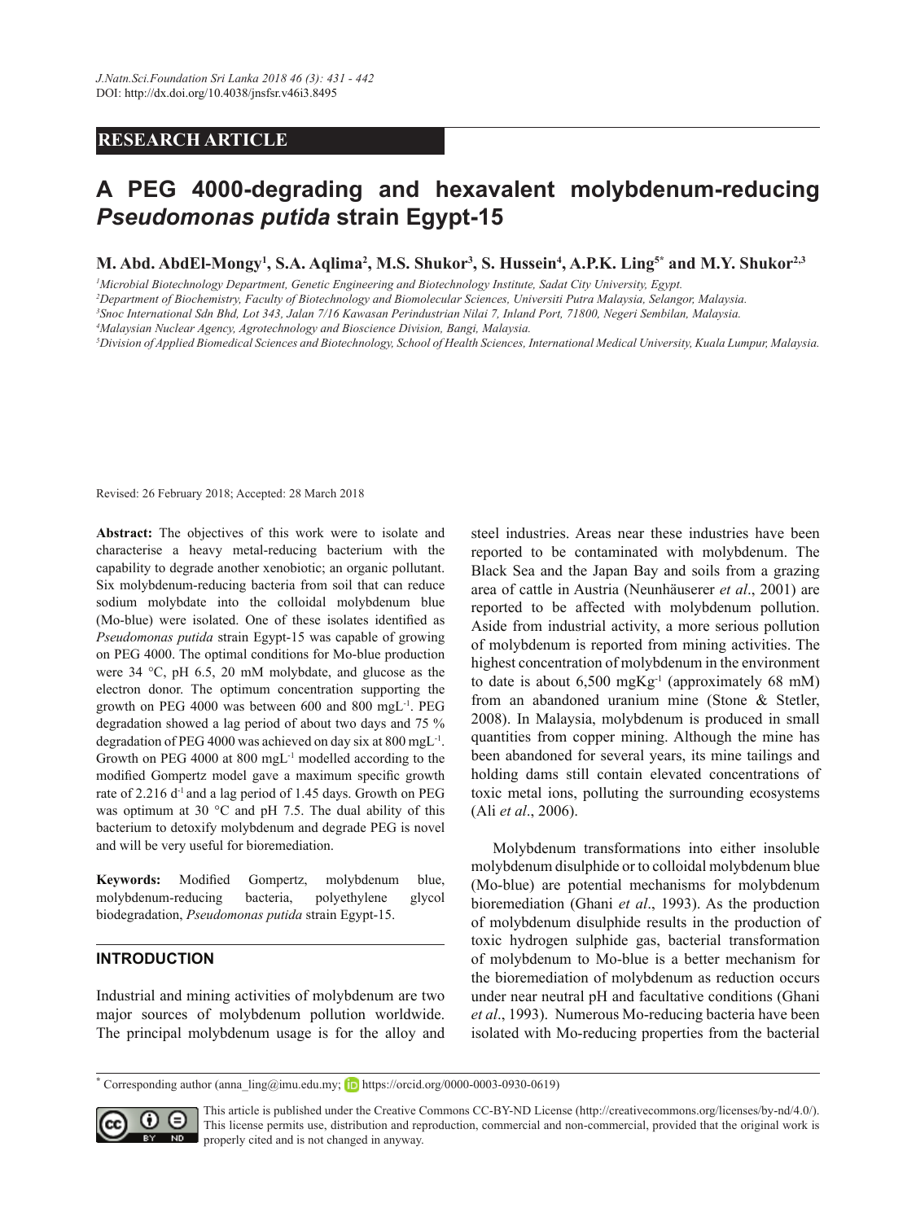## RESEARCH ARTICLE

# A PEG 4000-degrading and hexavalent molybdenum-reducing *Pseudomonas putida* strain Egypt-15

**M. Abd. AbdEl-Mongy[1], S.A. Aqlima[2], M.S. Shukor[3], S. Hussein[4], A.P.K. Ling[5*] and M.Y. Shukor[2,3]**

[1] *Microbial Biotechnology Department, Genetic Engineering and Biotechnology Institute, Sadat City University, Egypt.*
[2] *Department of Biochemistry, Faculty of Biotechnology and Biomolecular Sciences, Universiti Putra Malaysia, Selangor, Malaysia.*
[3] *Snoc International Sdn Bhd, Lot 343, Jalan 7/16 Kawasan Perindustrian Nilai 7, Inland Port, 71800, Negeri Sembilan, Malaysia.*
[4] *Malaysian Nuclear Agency, Agrotechnology and Bioscience Division, Bangi, Malaysia.*
[5] *Division of Applied Biomedical Sciences and Biotechnology, School of Health Sciences, International Medical University, Kuala Lumpur, Malaysia.*

Revised: 26 February 2018; Accepted: 28 March 2018

**Abstract:** The objectives of this work were to isolate and characterise a heavy metal-reducing bacterium with the capability to degrade another xenobiotic; an organic pollutant. Six molybdenum-reducing bacteria from soil that can reduce sodium molybdate into the colloidal molybdenum blue (Mo-blue) were isolated. One of these isolates identified as *Pseudomonas putida* strain Egypt-15 was capable of growing on PEG 4000. The optimal conditions for Mo-blue production were 34 °C, pH 6.5, 20 mM molybdate, and glucose as the electron donor. The optimum concentration supporting the growth on PEG 4000 was between 600 and 800 mgL$^{-1}$. PEG degradation showed a lag period of about two days and 75 % degradation of PEG 4000 was achieved on day six at 800 mgL$^{-1}$. Growth on PEG 4000 at 800 mgL$^{-1}$ modelled according to the modified Gompertz model gave a maximum specific growth rate of 2.216 d$^{-1}$ and a lag period of 1.45 days. Growth on PEG was optimum at 30 °C and pH 7.5. The dual ability of this bacterium to detoxify molybdenum and degrade PEG is novel and will be very useful for bioremediation.

**Keywords:** Modified Gompertz, molybdenum blue, molybdenum-reducing bacteria, polyethylene glycol biodegradation, *Pseudomonas putida* strain Egypt-15.

## INTRODUCTION

Industrial and mining activities of molybdenum are two major sources of molybdenum pollution worldwide. The principal molybdenum usage is for the alloy and steel industries. Areas near these industries have been reported to be contaminated with molybdenum. The Black Sea and the Japan Bay and soils from a grazing area of cattle in Austria (Neunhäuserer *et al*., 2001) are reported to be affected with molybdenum pollution. Aside from industrial activity, a more serious pollution of molybdenum is reported from mining activities. The highest concentration of molybdenum in the environment to date is about 6,500 mgKg$^{-1}$ (approximately 68 mM) from an abandoned uranium mine (Stone & Stetler, 2008). In Malaysia, molybdenum is produced in small quantities from copper mining. Although the mine has been abandoned for several years, its mine tailings and holding dams still contain elevated concentrations of toxic metal ions, polluting the surrounding ecosystems (Ali *et al*., 2006).

Molybdenum transformations into either insoluble molybdenum disulphide or to colloidal molybdenum blue (Mo-blue) are potential mechanisms for molybdenum bioremediation (Ghani *et al*., 1993). As the production of molybdenum disulphide results in the production of toxic hydrogen sulphide gas, bacterial transformation of molybdenum to Mo-blue is a better mechanism for the bioremediation of molybdenum as reduction occurs under near neutral pH and facultative conditions (Ghani *et al*., 1993). Numerous Mo-reducing bacteria have been isolated with Mo-reducing properties from the bacterial

\* Corresponding author (anna_ling@imu.edu.my; https://orcid.org/0000-0003-0930-0619)

This article is published under the Creative Commons CC-BY-ND License (http://creativecommons.org/licenses/by-nd/4.0/). This license permits use, distribution and reproduction, commercial and non-commercial, provided that the original work is properly cited and is not changed in anyway.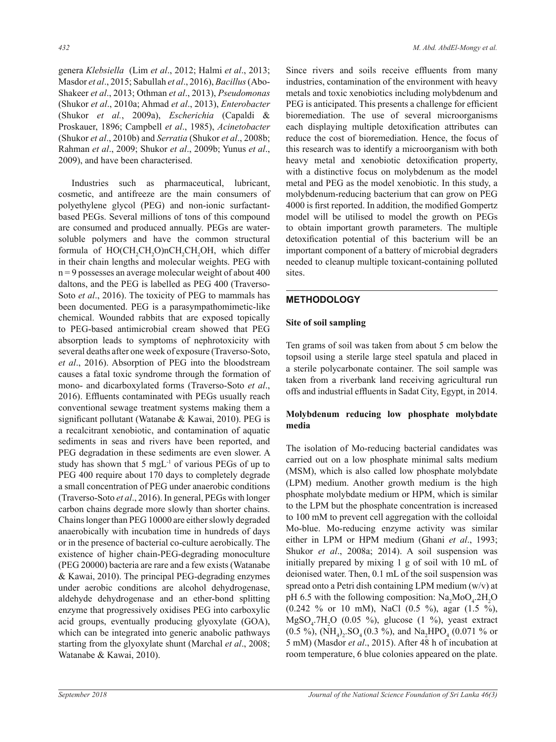genera *Klebsiella* (Lim *et al*., 2012; Halmi *et al*., 2013; Masdor *et al*., 2015; Sabullah *et al*., 2016), *Bacillus* (Abo-Shakeer *et al*., 2013; Othman *et al*., 2013), *Pseudomonas* (Shukor *et al*., 2010a; Ahmad *et al*., 2013), *Enterobacter* (Shukor *et al.*, 2009a), *Escherichia* (Capaldi & Proskauer, 1896; Campbell *et al*., 1985), *Acinetobacter* (Shukor *et al*., 2010b) and *Serratia* (Shukor *et al*., 2008b; Rahman *et al*., 2009; Shukor *et al*., 2009b; Yunus *et al*., 2009), and have been characterised.

Industries such as pharmaceutical, lubricant, cosmetic, and antifreeze are the main consumers of polyethylene glycol (PEG) and non-ionic surfactant-based PEGs. Several millions of tons of this compound are consumed and produced annually. PEGs are water-soluble polymers and have the common structural formula of $HO(CH_2CH_2O)nCH_2CH_2OH$, which differ in their chain lengths and molecular weights. PEG with n = 9 possesses an average molecular weight of about 400 daltons, and the PEG is labelled as PEG 400 (Traverso-Soto *et al*., 2016). The toxicity of PEG to mammals has been documented. PEG is a parasympathomimetic-like chemical. Wounded rabbits that are exposed topically to PEG-based antimicrobial cream showed that PEG absorption leads to symptoms of nephrotoxicity with several deaths after one week of exposure (Traverso-Soto, *et al*., 2016). Absorption of PEG into the bloodstream causes a fatal toxic syndrome through the formation of mono- and dicarboxylated forms (Traverso-Soto *et al*., 2016). Effluents contaminated with PEGs usually reach conventional sewage treatment systems making them a significant pollutant (Watanabe & Kawai, 2010). PEG is a recalcitrant xenobiotic, and contamination of aquatic sediments in seas and rivers have been reported, and PEG degradation in these sediments are even slower. A study has shown that 5 $mgL^{-1}$ of various PEGs of up to PEG 400 require about 170 days to completely degrade a small concentration of PEG under anaerobic conditions (Traverso-Soto *et al*., 2016). In general, PEGs with longer carbon chains degrade more slowly than shorter chains. Chains longer than PEG 10000 are either slowly degraded anaerobically with incubation time in hundreds of days or in the presence of bacterial co-culture aerobically. The existence of higher chain-PEG-degrading monoculture (PEG 20000) bacteria are rare and a few exists (Watanabe & Kawai, 2010). The principal PEG-degrading enzymes under aerobic conditions are alcohol dehydrogenase, aldehyde dehydrogenase and an ether-bond splitting enzyme that progressively oxidises PEG into carboxylic acid groups, eventually producing glyoxylate (GOA), which can be integrated into generic anabolic pathways starting from the glyoxylate shunt (Marchal *et al*., 2008; Watanabe & Kawai, 2010).

Since rivers and soils receive effluents from many industries, contamination of the environment with heavy metals and toxic xenobiotics including molybdenum and PEG is anticipated. This presents a challenge for efficient bioremediation. The use of several microorganisms each displaying multiple detoxification attributes can reduce the cost of bioremediation. Hence, the focus of this research was to identify a microorganism with both heavy metal and xenobiotic detoxification property, with a distinctive focus on molybdenum as the model metal and PEG as the model xenobiotic. In this study, a molybdenum-reducing bacterium that can grow on PEG 4000 is first reported. In addition, the modified Gompertz model will be utilised to model the growth on PEGs to obtain important growth parameters. The multiple detoxification potential of this bacterium will be an important component of a battery of microbial degraders needed to cleanup multiple toxicant-containing polluted sites.

## METHODOLOGY

### Site of soil sampling

Ten grams of soil was taken from about 5 cm below the topsoil using a sterile large steel spatula and placed in a sterile polycarbonate container. The soil sample was taken from a riverbank land receiving agricultural run offs and industrial effluents in Sadat City, Egypt, in 2014.

### Molybdenum reducing low phosphate molybdate media

The isolation of Mo-reducing bacterial candidates was carried out on a low phosphate minimal salts medium (MSM), which is also called low phosphate molybdate (LPM) medium. Another growth medium is the high phosphate molybdate medium or HPM, which is similar to the LPM but the phosphate concentration is increased to 100 mM to prevent cell aggregation with the colloidal Mo-blue. Mo-reducing enzyme activity was similar either in LPM or HPM medium (Ghani *et al*., 1993; Shukor *et al*., 2008a; 2014). A soil suspension was initially prepared by mixing 1 g of soil with 10 mL of deionised water. Then, 0.1 mL of the soil suspension was spread onto a Petri dish containing LPM medium (w/v) at pH 6.5 with the following composition: $Na_2MoO_4.2H_2O$ (0.242 % or 10 mM), NaCl (0.5 %), agar (1.5 %), $MgSO_4.7H_2O$ (0.05 %), glucose (1 %), yeast extract (0.5 %), $(NH_4)_2.SO_4$ (0.3 %), and $Na_2HPO_4$ (0.071 % or 5 mM) (Masdor *et al*., 2015). After 48 h of incubation at room temperature, 6 blue colonies appeared on the plate.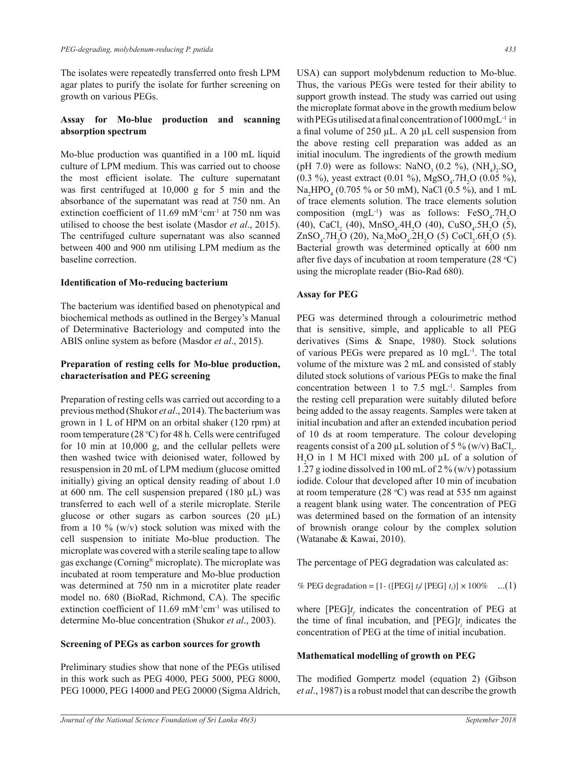The isolates were repeatedly transferred onto fresh LPM agar plates to purify the isolate for further screening on growth on various PEGs.

### Assay for Mo-blue production and scanning absorption spectrum

Mo-blue production was quantified in a 100 mL liquid culture of LPM medium. This was carried out to choose the most efficient isolate. The culture supernatant was first centrifuged at 10,000 g for 5 min and the absorbance of the supernatant was read at 750 nm. An extinction coefficient of 11.69 $mM^{-1}cm^{-1}$ at 750 nm was utilised to choose the best isolate (Masdor *et al*., 2015). The centrifuged culture supernatant was also scanned between 400 and 900 nm utilising LPM medium as the baseline correction.

### Identification of Mo-reducing bacterium

The bacterium was identified based on phenotypical and biochemical methods as outlined in the Bergey's Manual of Determinative Bacteriology and computed into the ABIS online system as before (Masdor *et al*., 2015).

### Preparation of resting cells for Mo-blue production, characterisation and PEG screening

Preparation of resting cells was carried out according to a previous method (Shukor *et al*., 2014). The bacterium was grown in 1 L of HPM on an orbital shaker (120 rpm) at room temperature (28 °C) for 48 h. Cells were centrifuged for 10 min at 10,000 g, and the cellular pellets were then washed twice with deionised water, followed by resuspension in 20 mL of LPM medium (glucose omitted initially) giving an optical density reading of about 1.0 at 600 nm. The cell suspension prepared (180 µL) was transferred to each well of a sterile microplate. Sterile glucose or other sugars as carbon sources (20 µL) from a 10 % (w/v) stock solution was mixed with the cell suspension to initiate Mo-blue production. The microplate was covered with a sterile sealing tape to allow gas exchange (Corning® microplate). The microplate was incubated at room temperature and Mo-blue production was determined at 750 nm in a microtiter plate reader model no. 680 (BioRad, Richmond, CA). The specific extinction coefficient of 11.69 $mM^{-1}cm^{-1}$ was utilised to determine Mo-blue concentration (Shukor *et al*., 2003).

### Screening of PEGs as carbon sources for growth

Preliminary studies show that none of the PEGs utilised in this work such as PEG 4000, PEG 5000, PEG 8000, PEG 10000, PEG 14000 and PEG 20000 (Sigma Aldrich, USA) can support molybdenum reduction to Mo-blue. Thus, the various PEGs were tested for their ability to support growth instead. The study was carried out using the microplate format above in the growth medium below with PEGs utilised at a final concentration of 1000 $mgL^{-1}$ in a final volume of 250 µL. A 20 µL cell suspension from the above resting cell preparation was added as an initial inoculum. The ingredients of the growth medium (pH 7.0) were as follows: $NaNO_3$ (0.2 %), $(NH_4)_2.SO_4$ (0.3 %), yeast extract (0.01 %), $MgSO_4.7H_2O$ (0.05 %), $Na_2HPO_4$ (0.705 % or 50 mM), NaCl (0.5 %), and 1 mL of trace elements solution. The trace elements solution composition ($mgL^{-1}$) was as follows: $FeSO_4.7H_2O$ (40), $CaCl_2$ (40), $MnSO_4.4H_2O$ (40), $CuSO_4.5H_2O$ (5), $ZnSO_4.7H_2O$ (20), $Na_2MoO_4.2H_2O$ (5) $CoCl_2.6H_2O$ (5). Bacterial growth was determined optically at 600 nm after five days of incubation at room temperature (28 °C) using the microplate reader (Bio-Rad 680).

### Assay for PEG

PEG was determined through a colourimetric method that is sensitive, simple, and applicable to all PEG derivatives (Sims & Snape, 1980). Stock solutions of various PEGs were prepared as 10 $mgL^{-1}$. The total volume of the mixture was 2 mL and consisted of stably diluted stock solutions of various PEGs to make the final concentration between 1 to 7.5 $mgL^{-1}$. Samples from the resting cell preparation were suitably diluted before being added to the assay reagents. Samples were taken at initial incubation and after an extended incubation period of 10 ds at room temperature. The colour developing reagents consist of a 200 µL solution of 5 % (w/v) $BaCl_2.H_2O$ in 1 M HCl mixed with 200 µL of a solution of 1.27 g iodine dissolved in 100 mL of 2 % (w/v) potassium iodide. Colour that developed after 10 min of incubation at room temperature (28 °C) was read at 535 nm against a reagent blank using water. The concentration of PEG was determined based on the formation of an intensity of brownish orange colour by the complex solution (Watanabe & Kawai, 2010).

The percentage of PEG degradation was calculated as:

$$\% \text{ PEG degradation} = [1 - ([\text{PEG}]\, t_f / [\text{PEG}]\, t_i)] \times 100\% \quad ...(1)$$

where $[\text{PEG}]t_f$ indicates the concentration of PEG at the time of final incubation, and $[\text{PEG}]t_i$ indicates the concentration of PEG at the time of initial incubation.

### Mathematical modelling of growth on PEG

The modified Gompertz model (equation 2) (Gibson *et al*., 1987) is a robust model that can describe the growth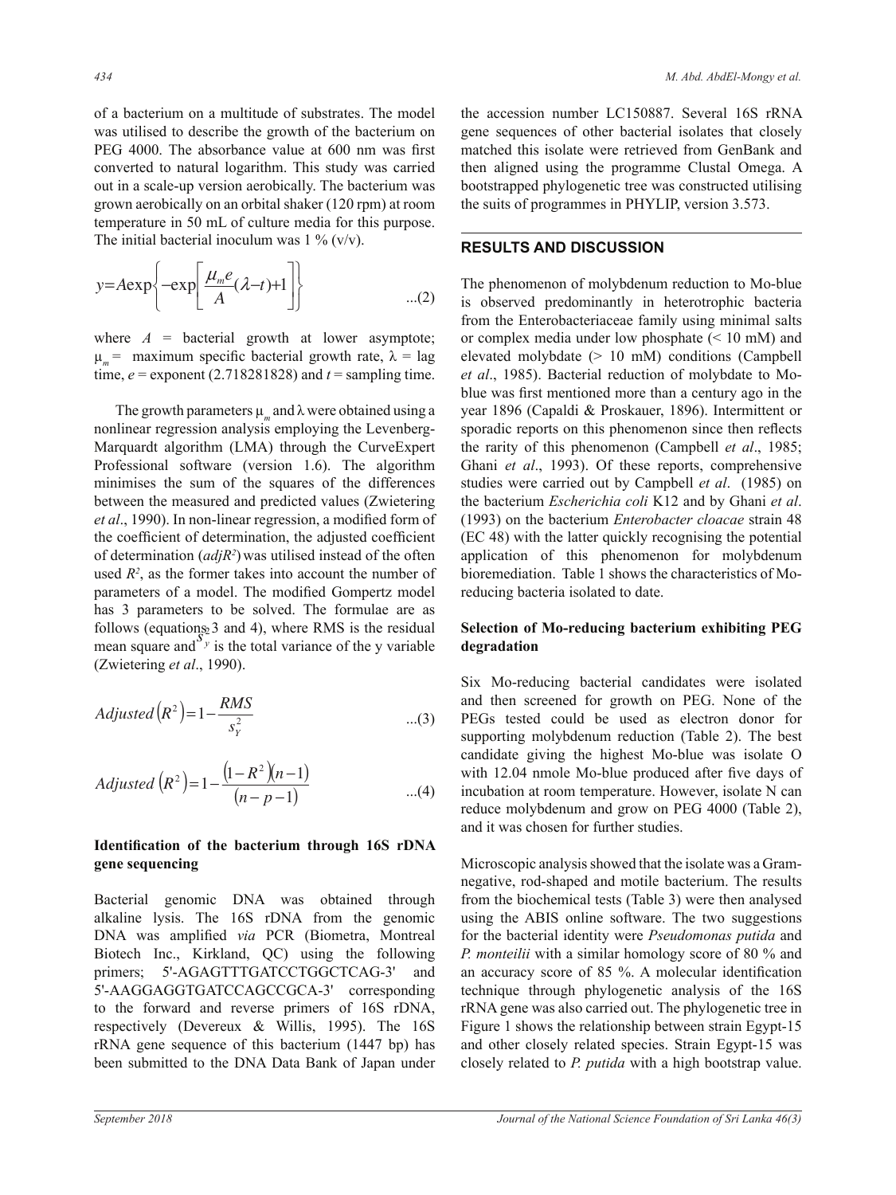of a bacterium on a multitude of substrates. The model was utilised to describe the growth of the bacterium on PEG 4000. The absorbance value at 600 nm was first converted to natural logarithm. This study was carried out in a scale-up version aerobically. The bacterium was grown aerobically on an orbital shaker (120 rpm) at room temperature in 50 mL of culture media for this purpose. The initial bacterial inoculum was 1 % (v/v).

$$y = A\exp\left\{-\exp\left[\frac{\mu_m e}{A}(\lambda - t) + 1\right]\right\} \qquad ...(2)$$

where $A$ = bacterial growth at lower asymptote; $\mu_m$ = maximum specific bacterial growth rate, $\lambda$ = lag time, $e$ = exponent (2.718281828) and $t$ = sampling time.

The growth parameters $\mu_m$ and $\lambda$ were obtained using a nonlinear regression analysis employing the Levenberg-Marquardt algorithm (LMA) through the CurveExpert Professional software (version 1.6). The algorithm minimises the sum of the squares of the differences between the measured and predicted values (Zwietering *et al*., 1990). In non-linear regression, a modified form of the coefficient of determination, the adjusted coefficient of determination ($adjR^2$) was utilised instead of the often used $R^2$, as the former takes into account the number of parameters of a model. The modified Gompertz model has 3 parameters to be solved. The formulae are as follows (equations 3 and 4), where RMS is the residual mean square and $S_y^2$ is the total variance of the y variable (Zwietering *et al*., 1990).

$$Adjusted\left(R^2\right) = 1 - \frac{RMS}{s_Y^2} \qquad ...(3)$$

$$Adjusted\left(R^2\right) = 1 - \frac{\left(1-R^2\right)\left(n-1\right)}{\left(n-p-1\right)} \qquad ...(4)$$

**Identification of the bacterium through 16S rDNA gene sequencing**

Bacterial genomic DNA was obtained through alkaline lysis. The 16S rDNA from the genomic DNA was amplified *via* PCR (Biometra, Montreal Biotech Inc., Kirkland, QC) using the following primers; 5'-AGAGTTTGATCCTGGCTCAG-3' and 5'-AAGGAGGTGATCCAGCCGCA-3' corresponding to the forward and reverse primers of 16S rDNA, respectively (Devereux & Willis, 1995). The 16S rRNA gene sequence of this bacterium (1447 bp) has been submitted to the DNA Data Bank of Japan under the accession number LC150887. Several 16S rRNA gene sequences of other bacterial isolates that closely matched this isolate were retrieved from GenBank and then aligned using the programme Clustal Omega. A bootstrapped phylogenetic tree was constructed utilising the suits of programmes in PHYLIP, version 3.573.

## RESULTS AND DISCUSSION

The phenomenon of molybdenum reduction to Mo-blue is observed predominantly in heterotrophic bacteria from the Enterobacteriaceae family using minimal salts or complex media under low phosphate (< 10 mM) and elevated molybdate (> 10 mM) conditions (Campbell *et al*., 1985). Bacterial reduction of molybdate to Mo-blue was first mentioned more than a century ago in the year 1896 (Capaldi & Proskauer, 1896). Intermittent or sporadic reports on this phenomenon since then reflects the rarity of this phenomenon (Campbell *et al*., 1985; Ghani *et al*., 1993). Of these reports, comprehensive studies were carried out by Campbell *et al*. (1985) on the bacterium *Escherichia coli* K12 and by Ghani *et al*. (1993) on the bacterium *Enterobacter cloacae* strain 48 (EC 48) with the latter quickly recognising the potential application of this phenomenon for molybdenum bioremediation. Table 1 shows the characteristics of Mo-reducing bacteria isolated to date.

**Selection of Mo-reducing bacterium exhibiting PEG degradation**

Six Mo-reducing bacterial candidates were isolated and then screened for growth on PEG. None of the PEGs tested could be used as electron donor for supporting molybdenum reduction (Table 2). The best candidate giving the highest Mo-blue was isolate O with 12.04 nmole Mo-blue produced after five days of incubation at room temperature. However, isolate N can reduce molybdenum and grow on PEG 4000 (Table 2), and it was chosen for further studies.

Microscopic analysis showed that the isolate was a Gram-negative, rod-shaped and motile bacterium. The results from the biochemical tests (Table 3) were then analysed using the ABIS online software. The two suggestions for the bacterial identity were *Pseudomonas putida* and *P. monteilii* with a similar homology score of 80 % and an accuracy score of 85 %. A molecular identification technique through phylogenetic analysis of the 16S rRNA gene was also carried out. The phylogenetic tree in Figure 1 shows the relationship between strain Egypt-15 and other closely related species. Strain Egypt-15 was closely related to *P. putida* with a high bootstrap value.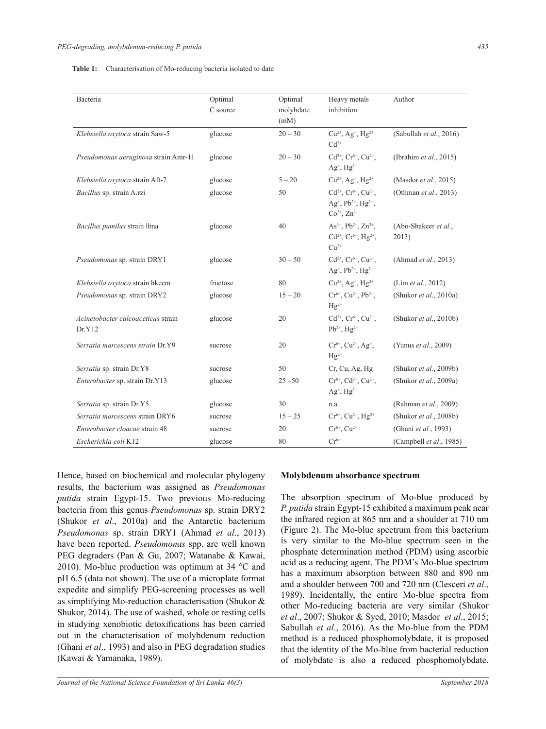**Table 1:** Characterisation of Mo-reducing bacteria isolated to date

| Bacteria | Optimal C source | Optimal molybdate (mM) | Heavy metals inhibition | Author |
|---|---|---|---|---|
| *Klebsiella oxytoca* strain Saw-5 | glucose | 20 – 30 | $Cu^{2+}$, $Ag^{+}$, $Hg^{2+}$ $Cd^{2+}$ | (Sabullah *et al.*, 2016) |
| *Pseudomonas aeruginosa* strain Amr-11 | glucose | 20 – 30 | $Cd^{2+}$, $Cr^{6+}$, $Cu^{2+}$, $Ag^{+}$, $Hg^{2+}$ | (Ibrahim *et al.*, 2015) |
| *Klebsiella oxytoca* strain Aft-7 | glucose | 5 – 20 | $Cu^{2+}$, $Ag^{+}$, $Hg^{2+}$ | (Masdor *et al.*, 2015) |
| *Bacillus* sp. strain A.rzi | glucose | 50 | $Cd^{2+}$, $Cr^{6+}$, $Cu^{2+}$, $Ag^{+}$, $Pb^{2+}$, $Hg^{2+}$, $Co^{2+}$, $Zn^{2+}$ | (Othman *et al.*, 2013) |
| *Bacillus pumilus* strain lbna | glucose | 40 | $As^{3+}$, $Pb^{2+}$, $Zn^{2+}$, $Cd^{2+}$, $Cr^{6+}$, $Hg^{2+}$, $Cu^{2+}$ | (Abo-Shakeer *et al.*, 2013) |
| *Pseudomonas* sp. strain DRY1 | glucose | 30 – 50 | $Cd^{2+}$, $Cr^{6+}$, $Cu^{2+}$, $Ag^{+}$, $Pb^{2+}$, $Hg^{2+}$ | (Ahmad *et al.*, 2013) |
| *Klebsiella oxytoca* strain hkeem | fructose | 80 | $Cu^{2+}$, $Ag^{+}$, $Hg^{2+}$ | (Lim *et al.*, 2012) |
| *Pseudomonas* sp. strain DRY2 | glucose | 15 – 20 | $Cr^{6+}$, $Cu^{2+}$, $Pb^{2+}$, $Hg^{2+}$ | (Shukor *et al.*, 2010a) |
| *Acinetobacter calcoaceticus* strain Dr.Y12 | glucose | 20 | $Cd^{2+}$, $Cr^{6+}$, $Cu^{2+}$, $Pb^{2+}$, $Hg^{2+}$ | (Shukor *et al.*, 2010b) |
| *Serratia marcescens strain* Dr.Y9 | sucrose | 20 | $Cr^{6+}$, $Cu^{2+}$, $Ag^{+}$, $Hg^{2+}$ | (Yunus *et al.*, 2009) |
| *Serratia* sp. strain Dr.Y8 | sucrose | 50 | Cr, Cu, Ag, Hg | (Shukor *et al.*, 2009b) |
| *Enterobacter* sp. strain Dr.Y13 | glucose | 25 –50 | $Cr^{6+}$, $Cd^{2+}$, $Cu^{2+}$, $Ag^{+}$, $Hg^{2+}$ | (Shukor *et al.*, 2009a) |
| *Serratia* sp. strain Dr.Y5 | glucose | 30 | n.a. | (Rahman *et al.*, 2009) |
| *Serratia marcescens* strain DRY6 | sucrose | 15 – 25 | $Cr^{6+}$, $Cu^{2+}$, $Hg^{2+}$ | (Shukor *et al.*, 2008b) |
| *Enterobacter cloacae* strain 48 | sucrose | 20 | $Cr^{6+}$, $Cu^{2+}$ | (Ghani *et al.*, 1993) |
| *Escherichia coli* K12 | glucose | 80 | $Cr^{6+}$ | (Campbell *et al.*, 1985) |

Hence, based on biochemical and molecular phylogeny results, the bacterium was assigned as *Pseudomonas putida* strain Egypt-15. Two previous Mo-reducing bacteria from this genus *Pseudomonas* sp. strain DRY2 (Shukor *et al*., 2010a) and the Antarctic bacterium *Pseudomonas* sp. strain DRY1 (Ahmad *et al*., 2013) have been reported. *Pseudomonas* spp. are well known PEG degraders (Pan & Gu, 2007; Watanabe & Kawai, 2010). Mo-blue production was optimum at 34 °C and pH 6.5 (data not shown). The use of a microplate format expedite and simplify PEG-screening processes as well as simplifying Mo-reduction characterisation (Shukor & Shukor, 2014). The use of washed, whole or resting cells in studying xenobiotic detoxifications has been carried out in the characterisation of molybdenum reduction (Ghani *et al*., 1993) and also in PEG degradation studies (Kawai & Yamanaka, 1989).

## Molybdenum absorbance spectrum

The absorption spectrum of Mo-blue produced by *P. putida* strain Egypt-15 exhibited a maximum peak near the infrared region at 865 nm and a shoulder at 710 nm (Figure 2). The Mo-blue spectrum from this bacterium is very similar to the Mo-blue spectrum seen in the phosphate determination method (PDM) using ascorbic acid as a reducing agent. The PDM's Mo-blue spectrum has a maximum absorption between 880 and 890 nm and a shoulder between 700 and 720 nm (Clesceri *et al*., 1989). Incidentally, the entire Mo-blue spectra from other Mo-reducing bacteria are very similar (Shukor *et al*., 2007; Shukor & Syed, 2010; Masdor *et al*., 2015; Sabullah *et al*., 2016). As the Mo-blue from the PDM method is a reduced phosphomolybdate, it is proposed that the identity of the Mo-blue from bacterial reduction of molybdate is also a reduced phosphomolybdate.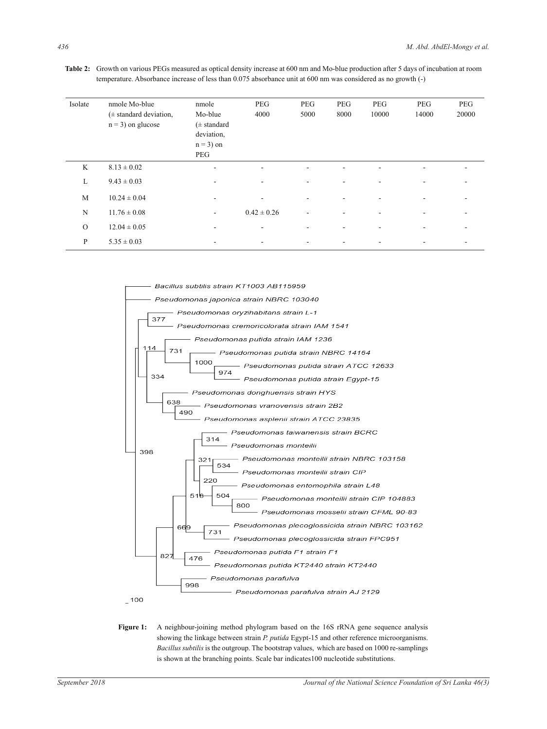**Table 2:** Growth on various PEGs measured as optical density increase at 600 nm and Mo-blue production after 5 days of incubation at room temperature. Absorbance increase of less than 0.075 absorbance unit at 600 nm was considered as no growth (-)

| Isolate | nmole Mo-blue (± standard deviation, n = 3) on glucose | nmole Mo-blue (± standard deviation, n = 3) on PEG | PEG 4000 | PEG 5000 | PEG 8000 | PEG 10000 | PEG 14000 | PEG 20000 |
|---|---|---|---|---|---|---|---|---|
| K | 8.13 ± 0.02 | - | - | - | - | - | - | - |
| L | 9.43 ± 0.03 | - | - | - | - | - | - | - |
| M | 10.24 ± 0.04 | - | - | - | - | - | - | - |
| N | 11.76 ± 0.08 | - | 0.42 ± 0.26 | - | - | - | - | - |
| O | 12.04 ± 0.05 | - | - | - | - | - | - | - |
| P | 5.35 ± 0.03 | - | - | - | - | - | - | - |

**Figure 1:** A neighbour-joining method phylogram based on the 16S rRNA gene sequence analysis showing the linkage between strain *P. putida* Egypt-15 and other reference microorganisms. *Bacillus subtilis* is the outgroup. The bootstrap values, which are based on 1000 re-samplings is shown at the branching points. Scale bar indicates100 nucleotide substitutions.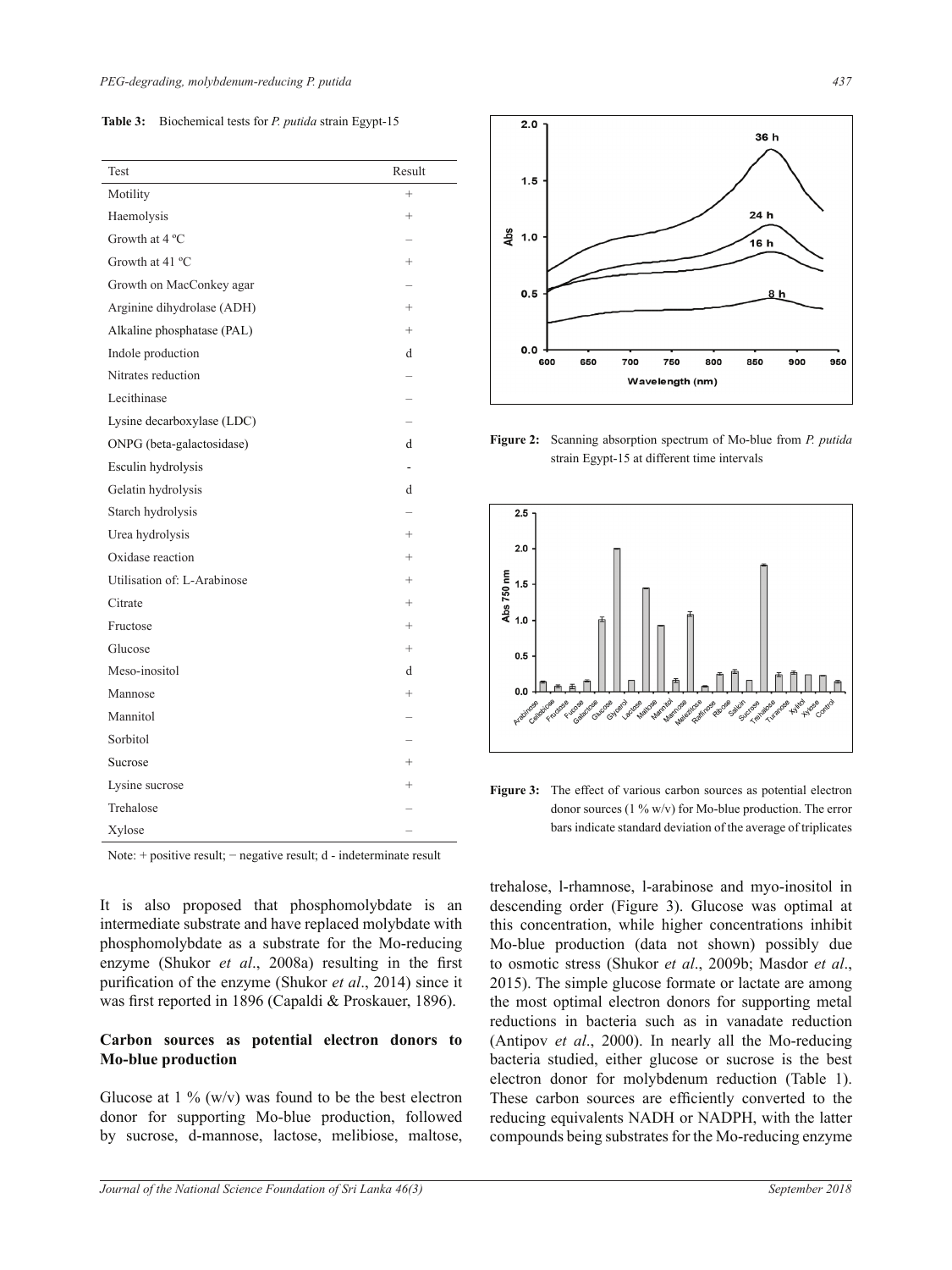**Table 3:** Biochemical tests for *P. putida* strain Egypt-15

| Test | Result |
|---|---|
| Motility | + |
| Haemolysis | + |
| Growth at 4 ºC | – |
| Growth at 41 ºC | + |
| Growth on MacConkey agar | – |
| Arginine dihydrolase (ADH) | + |
| Alkaline phosphatase (PAL) | + |
| Indole production | d |
| Nitrates reduction | – |
| Lecithinase | – |
| Lysine decarboxylase (LDC) | – |
| ONPG (beta-galactosidase) | d |
| Esculin hydrolysis | - |
| Gelatin hydrolysis | d |
| Starch hydrolysis | – |
| Urea hydrolysis | + |
| Oxidase reaction | + |
| Utilisation of: L-Arabinose | + |
| Citrate | + |
| Fructose | + |
| Glucose | + |
| Meso-inositol | d |
| Mannose | + |
| Mannitol | – |
| Sorbitol | – |
| Sucrose | + |
| Lysine sucrose | + |
| Trehalose | – |
| Xylose | – |

Note: + positive result; − negative result; d - indeterminate result

**Figure 2:** Scanning absorption spectrum of Mo-blue from *P. putida* strain Egypt-15 at different time intervals

**Figure 3:** The effect of various carbon sources as potential electron donor sources (1 % w/v) for Mo-blue production. The error bars indicate standard deviation of the average of triplicates

It is also proposed that phosphomolybdate is an intermediate substrate and have replaced molybdate with phosphomolybdate as a substrate for the Mo-reducing enzyme (Shukor *et al*., 2008a) resulting in the first purification of the enzyme (Shukor *et al*., 2014) since it was first reported in 1896 (Capaldi & Proskauer, 1896).

## Carbon sources as potential electron donors to Mo-blue production

Glucose at 1 % (w/v) was found to be the best electron donor for supporting Mo-blue production, followed by sucrose, d-mannose, lactose, melibiose, maltose, trehalose, l-rhamnose, l-arabinose and myo-inositol in descending order (Figure 3). Glucose was optimal at this concentration, while higher concentrations inhibit Mo-blue production (data not shown) possibly due to osmotic stress (Shukor *et al*., 2009b; Masdor *et al*., 2015). The simple glucose formate or lactate are among the most optimal electron donors for supporting metal reductions in bacteria such as in vanadate reduction (Antipov *et al*., 2000). In nearly all the Mo-reducing bacteria studied, either glucose or sucrose is the best electron donor for molybdenum reduction (Table 1). These carbon sources are efficiently converted to the reducing equivalents NADH or NADPH, with the latter compounds being substrates for the Mo-reducing enzyme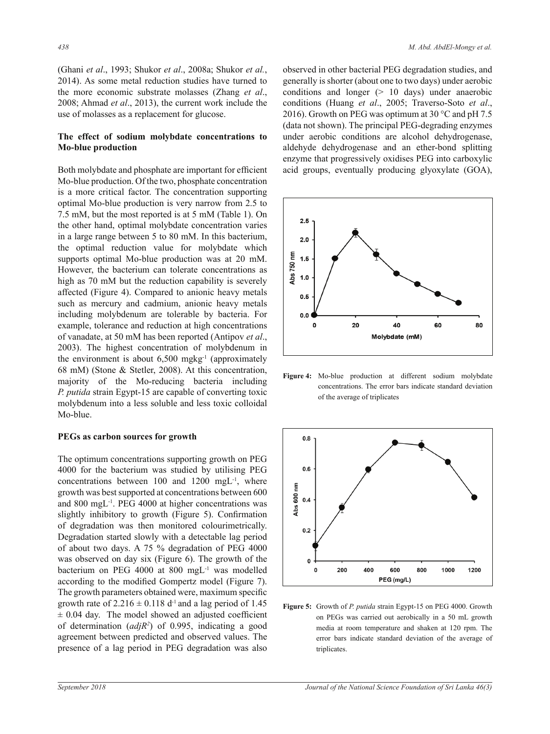(Ghani *et al*., 1993; Shukor *et al*., 2008a; Shukor *et al.*, 2014). As some metal reduction studies have turned to the more economic substrate molasses (Zhang *et al*., 2008; Ahmad *et al*., 2013), the current work include the use of molasses as a replacement for glucose.

### The effect of sodium molybdate concentrations to Mo-blue production

Both molybdate and phosphate are important for efficient Mo-blue production. Of the two, phosphate concentration is a more critical factor. The concentration supporting optimal Mo-blue production is very narrow from 2.5 to 7.5 mM, but the most reported is at 5 mM (Table 1). On the other hand, optimal molybdate concentration varies in a large range between 5 to 80 mM. In this bacterium, the optimal reduction value for molybdate which supports optimal Mo-blue production was at 20 mM. However, the bacterium can tolerate concentrations as high as 70 mM but the reduction capability is severely affected (Figure 4). Compared to anionic heavy metals such as mercury and cadmium, anionic heavy metals including molybdenum are tolerable by bacteria. For example, tolerance and reduction at high concentrations of vanadate, at 50 mM has been reported (Antipov *et al*., 2003). The highest concentration of molybdenum in the environment is about 6,500 mgkg$^{-1}$ (approximately 68 mM) (Stone & Stetler, 2008). At this concentration, majority of the Mo-reducing bacteria including *P. putida* strain Egypt-15 are capable of converting toxic molybdenum into a less soluble and less toxic colloidal Mo-blue.

### PEGs as carbon sources for growth

The optimum concentrations supporting growth on PEG 4000 for the bacterium was studied by utilising PEG concentrations between 100 and 1200 mgL$^{-1}$, where growth was best supported at concentrations between 600 and 800 mgL$^{-1}$. PEG 4000 at higher concentrations was slightly inhibitory to growth (Figure 5). Confirmation of degradation was then monitored colourimetrically. Degradation started slowly with a detectable lag period of about two days. A 75 % degradation of PEG 4000 was observed on day six (Figure 6). The growth of the bacterium on PEG 4000 at 800 mgL$^{-1}$ was modelled according to the modified Gompertz model (Figure 7). The growth parameters obtained were, maximum specific growth rate of $2.216 \pm 0.118$ d$^{-1}$ and a lag period of 1.45 $\pm$ 0.04 day. The model showed an adjusted coefficient of determination ($adjR^2$) of 0.995, indicating a good agreement between predicted and observed values. The presence of a lag period in PEG degradation was also observed in other bacterial PEG degradation studies, and generally is shorter (about one to two days) under aerobic conditions and longer (> 10 days) under anaerobic conditions (Huang *et al*., 2005; Traverso-Soto *et al*., 2016). Growth on PEG was optimum at 30 °C and pH 7.5 (data not shown). The principal PEG-degrading enzymes under aerobic conditions are alcohol dehydrogenase, aldehyde dehydrogenase and an ether-bond splitting enzyme that progressively oxidises PEG into carboxylic acid groups, eventually producing glyoxylate (GOA),

**Figure 4:** Mo-blue production at different sodium molybdate concentrations. The error bars indicate standard deviation of the average of triplicates

**Figure 5:** Growth of *P. putida* strain Egypt-15 on PEG 4000. Growth on PEGs was carried out aerobically in a 50 mL growth media at room temperature and shaken at 120 rpm. The error bars indicate standard deviation of the average of triplicates.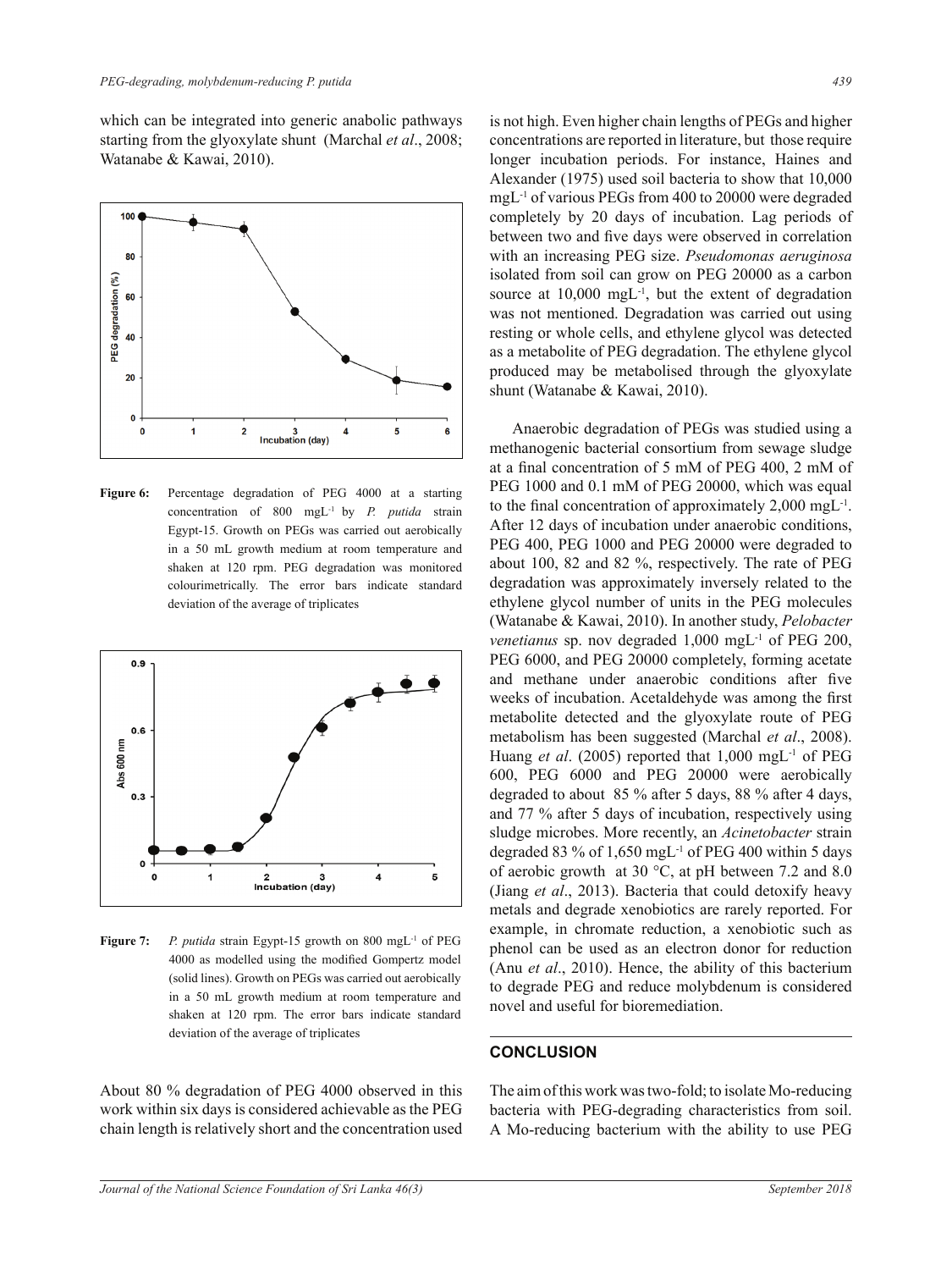which can be integrated into generic anabolic pathways starting from the glyoxylate shunt (Marchal *et al*., 2008; Watanabe & Kawai, 2010).

**Figure 6:** Percentage degradation of PEG 4000 at a starting concentration of 800 mgL$^{-1}$ by *P. putida* strain Egypt-15. Growth on PEGs was carried out aerobically in a 50 mL growth medium at room temperature and shaken at 120 rpm. PEG degradation was monitored colourimetrically. The error bars indicate standard deviation of the average of triplicates

**Figure 7:** *P. putida* strain Egypt-15 growth on 800 mgL$^{-1}$ of PEG 4000 as modelled using the modified Gompertz model (solid lines). Growth on PEGs was carried out aerobically in a 50 mL growth medium at room temperature and shaken at 120 rpm. The error bars indicate standard deviation of the average of triplicates

About 80 % degradation of PEG 4000 observed in this work within six days is considered achievable as the PEG chain length is relatively short and the concentration used is not high. Even higher chain lengths of PEGs and higher concentrations are reported in literature, but those require longer incubation periods. For instance, Haines and Alexander (1975) used soil bacteria to show that 10,000 mgL$^{-1}$ of various PEGs from 400 to 20000 were degraded completely by 20 days of incubation. Lag periods of between two and five days were observed in correlation with an increasing PEG size. *Pseudomonas aeruginosa* isolated from soil can grow on PEG 20000 as a carbon source at 10,000 mgL$^{-1}$, but the extent of degradation was not mentioned. Degradation was carried out using resting or whole cells, and ethylene glycol was detected as a metabolite of PEG degradation. The ethylene glycol produced may be metabolised through the glyoxylate shunt (Watanabe & Kawai, 2010).

Anaerobic degradation of PEGs was studied using a methanogenic bacterial consortium from sewage sludge at a final concentration of 5 mM of PEG 400, 2 mM of PEG 1000 and 0.1 mM of PEG 20000, which was equal to the final concentration of approximately 2,000 mgL$^{-1}$. After 12 days of incubation under anaerobic conditions, PEG 400, PEG 1000 and PEG 20000 were degraded to about 100, 82 and 82 %, respectively. The rate of PEG degradation was approximately inversely related to the ethylene glycol number of units in the PEG molecules (Watanabe & Kawai, 2010). In another study, *Pelobacter venetianus* sp. nov degraded 1,000 mgL$^{-1}$ of PEG 200, PEG 6000, and PEG 20000 completely, forming acetate and methane under anaerobic conditions after five weeks of incubation. Acetaldehyde was among the first metabolite detected and the glyoxylate route of PEG metabolism has been suggested (Marchal *et al*., 2008). Huang *et al*. (2005) reported that 1,000 mgL$^{-1}$ of PEG 600, PEG 6000 and PEG 20000 were aerobically degraded to about 85 % after 5 days, 88 % after 4 days, and 77 % after 5 days of incubation, respectively using sludge microbes. More recently, an *Acinetobacter* strain degraded 83 % of 1,650 mgL$^{-1}$ of PEG 400 within 5 days of aerobic growth at 30 °C, at pH between 7.2 and 8.0 (Jiang *et al*., 2013). Bacteria that could detoxify heavy metals and degrade xenobiotics are rarely reported. For example, in chromate reduction, a xenobiotic such as phenol can be used as an electron donor for reduction (Anu *et al*., 2010). Hence, the ability of this bacterium to degrade PEG and reduce molybdenum is considered novel and useful for bioremediation.

## CONCLUSION

The aim of this work was two-fold; to isolate Mo-reducing bacteria with PEG-degrading characteristics from soil. A Mo-reducing bacterium with the ability to use PEG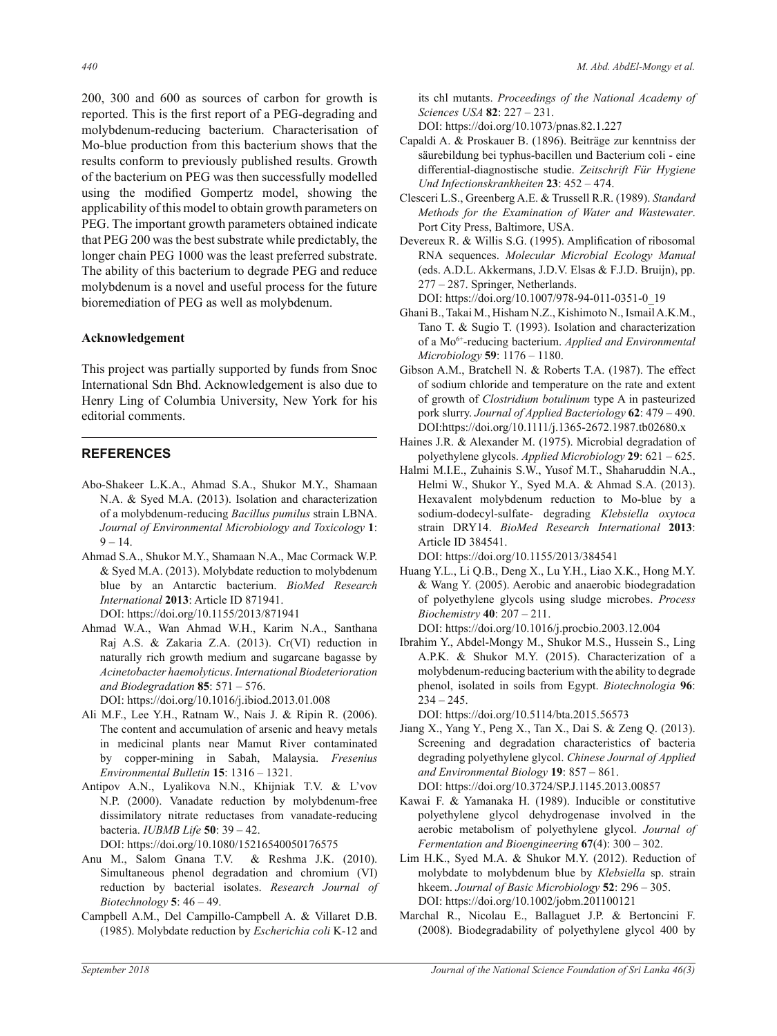200, 300 and 600 as sources of carbon for growth is reported. This is the first report of a PEG-degrading and molybdenum-reducing bacterium. Characterisation of Mo-blue production from this bacterium shows that the results conform to previously published results. Growth of the bacterium on PEG was then successfully modelled using the modified Gompertz model, showing the applicability of this model to obtain growth parameters on PEG. The important growth parameters obtained indicate that PEG 200 was the best substrate while predictably, the longer chain PEG 1000 was the least preferred substrate. The ability of this bacterium to degrade PEG and reduce molybdenum is a novel and useful process for the future bioremediation of PEG as well as molybdenum.

**Acknowledgement**

This project was partially supported by funds from Snoc International Sdn Bhd. Acknowledgement is also due to Henry Ling of Columbia University, New York for his editorial comments.

## REFERENCES

Abo-Shakeer L.K.A., Ahmad S.A., Shukor M.Y., Shamaan N.A. & Syed M.A. (2013). Isolation and characterization of a molybdenum-reducing *Bacillus pumilus* strain LBNA. *Journal of Environmental Microbiology and Toxicology* **1**: 9 – 14.

Ahmad S.A., Shukor M.Y., Shamaan N.A., Mac Cormack W.P. & Syed M.A. (2013). Molybdate reduction to molybdenum blue by an Antarctic bacterium. *BioMed Research International* **2013**: Article ID 871941.
DOI: https://doi.org/10.1155/2013/871941

Ahmad W.A., Wan Ahmad W.H., Karim N.A., Santhana Raj A.S. & Zakaria Z.A. (2013). Cr(VI) reduction in naturally rich growth medium and sugarcane bagasse by *Acinetobacter haemolyticus*. *International Biodeterioration and Biodegradation* **85**: 571 – 576.
DOI: https://doi.org/10.1016/j.ibiod.2013.01.008

Ali M.F., Lee Y.H., Ratnam W., Nais J. & Ripin R. (2006). The content and accumulation of arsenic and heavy metals in medicinal plants near Mamut River contaminated by copper-mining in Sabah, Malaysia. *Fresenius Environmental Bulletin* **15**: 1316 – 1321.

Antipov A.N., Lyalikova N.N., Khijniak T.V. & L'vov N.P. (2000). Vanadate reduction by molybdenum-free dissimilatory nitrate reductases from vanadate-reducing bacteria. *IUBMB Life* **50**: 39 – 42.
DOI: https://doi.org/10.1080/15216540050176575

Anu M., Salom Gnana T.V. & Reshma J.K. (2010). Simultaneous phenol degradation and chromium (VI) reduction by bacterial isolates. *Research Journal of Biotechnology* **5**: 46 – 49.

Campbell A.M., Del Campillo-Campbell A. & Villaret D.B. (1985). Molybdate reduction by *Escherichia coli* K-12 and its chl mutants. *Proceedings of the National Academy of Sciences USA* **82**: 227 – 231.
DOI: https://doi.org/10.1073/pnas.82.1.227

Capaldi A. & Proskauer B. (1896). Beiträge zur kenntniss der säurebildung bei typhus-bacillen und Bacterium coli - eine differential-diagnostische studie. *Zeitschrift Für Hygiene Und Infectionskrankheiten* **23**: 452 – 474.

Clesceri L.S., Greenberg A.E. & Trussell R.R. (1989). *Standard Methods for the Examination of Water and Wastewater*. Port City Press, Baltimore, USA.

Devereux R. & Willis S.G. (1995). Amplification of ribosomal RNA sequences. *Molecular Microbial Ecology Manual* (eds. A.D.L. Akkermans, J.D.V. Elsas & F.J.D. Bruijn), pp. 277 – 287. Springer, Netherlands.
DOI: https://doi.org/10.1007/978-94-011-0351-0_19

Ghani B., Takai M., Hisham N.Z., Kishimoto N., Ismail A.K.M., Tano T. & Sugio T. (1993). Isolation and characterization of a $Mo^{6+}$-reducing bacterium. *Applied and Environmental Microbiology* **59**: 1176 – 1180.

Gibson A.M., Bratchell N. & Roberts T.A. (1987). The effect of sodium chloride and temperature on the rate and extent of growth of *Clostridium botulinum* type A in pasteurized pork slurry. *Journal of Applied Bacteriology* **62**: 479 – 490.
DOI:https://doi.org/10.1111/j.1365-2672.1987.tb02680.x

Haines J.R. & Alexander M. (1975). Microbial degradation of polyethylene glycols. *Applied Microbiology* **29**: 621 – 625.

Halmi M.I.E., Zuhainis S.W., Yusof M.T., Shaharuddin N.A., Helmi W., Shukor Y., Syed M.A. & Ahmad S.A. (2013). Hexavalent molybdenum reduction to Mo-blue by a sodium-dodecyl-sulfate- degrading *Klebsiella oxytoca* strain DRY14. *BioMed Research International* **2013**: Article ID 384541.
DOI: https://doi.org/10.1155/2013/384541

Huang Y.L., Li Q.B., Deng X., Lu Y.H., Liao X.K., Hong M.Y. & Wang Y. (2005). Aerobic and anaerobic biodegradation of polyethylene glycols using sludge microbes. *Process Biochemistry* **40**: 207 – 211.
DOI: https://doi.org/10.1016/j.procbio.2003.12.004

Ibrahim Y., Abdel-Mongy M., Shukor M.S., Hussein S., Ling A.P.K. & Shukor M.Y. (2015). Characterization of a molybdenum-reducing bacterium with the ability to degrade phenol, isolated in soils from Egypt. *Biotechnologia* **96**: 234 – 245.
DOI: https://doi.org/10.5114/bta.2015.56573

Jiang X., Yang Y., Peng X., Tan X., Dai S. & Zeng Q. (2013). Screening and degradation characteristics of bacteria degrading polyethylene glycol. *Chinese Journal of Applied and Environmental Biology* **19**: 857 – 861.
DOI: https://doi.org/10.3724/SP.J.1145.2013.00857

Kawai F. & Yamanaka H. (1989). Inducible or constitutive polyethylene glycol dehydrogenase involved in the aerobic metabolism of polyethylene glycol. *Journal of Fermentation and Bioengineering* **67**(4): 300 – 302.

Lim H.K., Syed M.A. & Shukor M.Y. (2012). Reduction of molybdate to molybdenum blue by *Klebsiella* sp. strain hkeem. *Journal of Basic Microbiology* **52**: 296 – 305.
DOI: https://doi.org/10.1002/jobm.201100121

Marchal R., Nicolau E., Ballaguet J.P. & Bertoncini F. (2008). Biodegradability of polyethylene glycol 400 by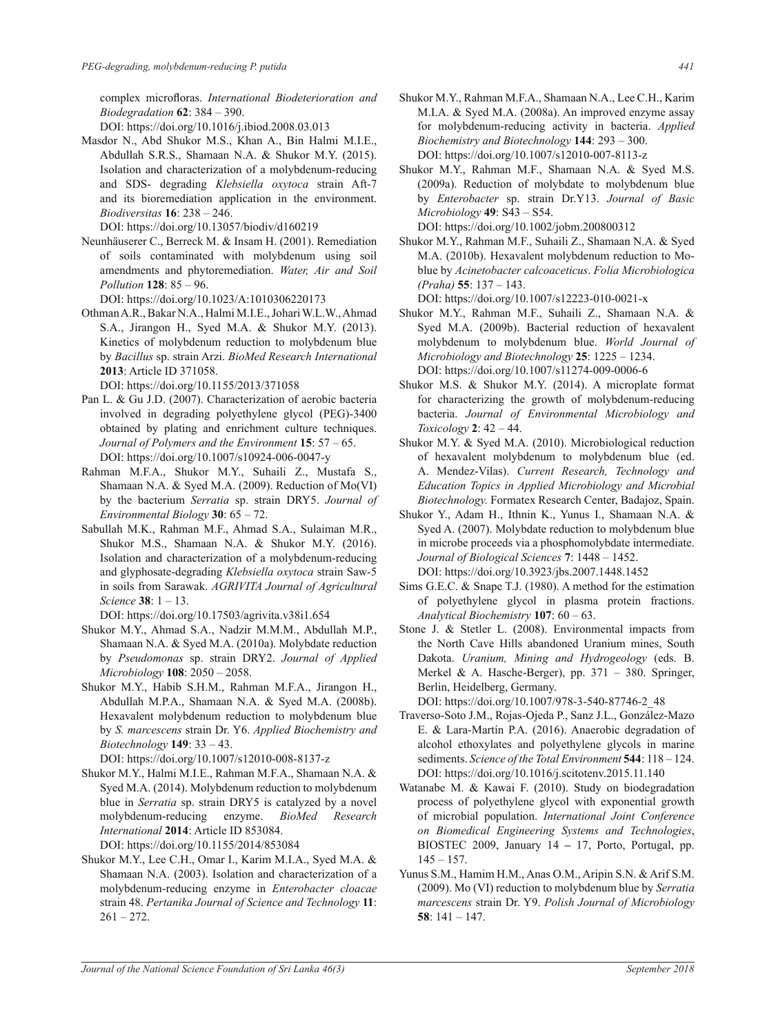complex microfloras. *International Biodeterioration and Biodegradation* **62**: 384 – 390.
DOI: https://doi.org/10.1016/j.ibiod.2008.03.013

Masdor N., Abd Shukor M.S., Khan A., Bin Halmi M.I.E., Abdullah S.R.S., Shamaan N.A. & Shukor M.Y. (2015). Isolation and characterization of a molybdenum-reducing and SDS- degrading *Klebsiella oxytoca* strain Aft-7 and its bioremediation application in the environment. *Biodiversitas* **16**: 238 – 246.
DOI: https://doi.org/10.13057/biodiv/d160219

Neunhäuserer C., Berreck M. & Insam H. (2001). Remediation of soils contaminated with molybdenum using soil amendments and phytoremediation. *Water, Air and Soil Pollution* **128**: 85 – 96.
DOI: https://doi.org/10.1023/A:1010306220173

Othman A.R., Bakar N.A., Halmi M.I.E., Johari W.L.W., Ahmad S.A., Jirangon H., Syed M.A. & Shukor M.Y. (2013). Kinetics of molybdenum reduction to molybdenum blue by *Bacillus* sp. strain Arzi. *BioMed Research International* **2013**: Article ID 371058.
DOI: https://doi.org/10.1155/2013/371058

Pan L. & Gu J.D. (2007). Characterization of aerobic bacteria involved in degrading polyethylene glycol (PEG)-3400 obtained by plating and enrichment culture techniques. *Journal of Polymers and the Environment* **15**: 57 – 65.
DOI: https://doi.org/10.1007/s10924-006-0047-y

Rahman M.F.A., Shukor M.Y., Suhaili Z., Mustafa S., Shamaan N.A. & Syed M.A. (2009). Reduction of Mo(VI) by the bacterium *Serratia* sp. strain DRY5. *Journal of Environmental Biology* **30**: 65 – 72.

Sabullah M.K., Rahman M.F., Ahmad S.A., Sulaiman M.R., Shukor M.S., Shamaan N.A. & Shukor M.Y. (2016). Isolation and characterization of a molybdenum-reducing and glyphosate-degrading *Klebsiella oxytoca* strain Saw-5 in soils from Sarawak. *AGRIVITA Journal of Agricultural Science* **38**: 1 – 13.
DOI: https://doi.org/10.17503/agrivita.v38i1.654

Shukor M.Y., Ahmad S.A., Nadzir M.M.M., Abdullah M.P., Shamaan N.A. & Syed M.A. (2010a). Molybdate reduction by *Pseudomonas* sp. strain DRY2. *Journal of Applied Microbiology* **108**: 2050 – 2058.

Shukor M.Y., Habib S.H.M., Rahman M.F.A., Jirangon H., Abdullah M.P.A., Shamaan N.A. & Syed M.A. (2008b). Hexavalent molybdenum reduction to molybdenum blue by *S. marcescens* strain Dr. Y6. *Applied Biochemistry and Biotechnology* **149**: 33 – 43.
DOI: https://doi.org/10.1007/s12010-008-8137-z

Shukor M.Y., Halmi M.I.E., Rahman M.F.A., Shamaan N.A. & Syed M.A. (2014). Molybdenum reduction to molybdenum blue in *Serratia* sp. strain DRY5 is catalyzed by a novel molybdenum-reducing enzyme. *BioMed Research International* **2014**: Article ID 853084.
DOI: https://doi.org/10.1155/2014/853084

Shukor M.Y., Lee C.H., Omar I., Karim M.I.A., Syed M.A. & Shamaan N.A. (2003). Isolation and characterization of a molybdenum-reducing enzyme in *Enterobacter cloacae* strain 48. *Pertanika Journal of Science and Technology* **11**: 261 – 272.

Shukor M.Y., Rahman M.F.A., Shamaan N.A., Lee C.H., Karim M.I.A. & Syed M.A. (2008a). An improved enzyme assay for molybdenum-reducing activity in bacteria. *Applied Biochemistry and Biotechnology* **144**: 293 – 300.
DOI: https://doi.org/10.1007/s12010-007-8113-z

Shukor M.Y., Rahman M.F., Shamaan N.A. & Syed M.S. (2009a). Reduction of molybdate to molybdenum blue by *Enterobacter* sp. strain Dr.Y13. *Journal of Basic Microbiology* **49**: S43 – S54.
DOI: https://doi.org/10.1002/jobm.200800312

Shukor M.Y., Rahman M.F., Suhaili Z., Shamaan N.A. & Syed M.A. (2010b). Hexavalent molybdenum reduction to Mo-blue by *Acinetobacter calcoaceticus*. *Folia Microbiologica (Praha)* **55**: 137 – 143.
DOI: https://doi.org/10.1007/s12223-010-0021-x

Shukor M.Y., Rahman M.F., Suhaili Z., Shamaan N.A. & Syed M.A. (2009b). Bacterial reduction of hexavalent molybdenum to molybdenum blue. *World Journal of Microbiology and Biotechnology* **25**: 1225 – 1234.
DOI: https://doi.org/10.1007/s11274-009-0006-6

Shukor M.S. & Shukor M.Y. (2014). A microplate format for characterizing the growth of molybdenum-reducing bacteria. *Journal of Environmental Microbiology and Toxicology* **2**: 42 – 44.

Shukor M.Y. & Syed M.A. (2010). Microbiological reduction of hexavalent molybdenum to molybdenum blue (ed. A. Mendez-Vilas). *Current Research, Technology and Education Topics in Applied Microbiology and Microbial Biotechnology.* Formatex Research Center, Badajoz, Spain.

Shukor Y., Adam H., Ithnin K., Yunus I., Shamaan N.A. & Syed A. (2007). Molybdate reduction to molybdenum blue in microbe proceeds via a phosphomolybdate intermediate. *Journal of Biological Sciences* **7**: 1448 – 1452.
DOI: https://doi.org/10.3923/jbs.2007.1448.1452

Sims G.E.C. & Snape T.J. (1980). A method for the estimation of polyethylene glycol in plasma protein fractions. *Analytical Biochemistry* **107**: 60 – 63.

Stone J. & Stetler L. (2008). Environmental impacts from the North Cave Hills abandoned Uranium mines, South Dakota. *Uranium, Mining and Hydrogeology* (eds. B. Merkel & A. Hasche-Berger), pp. 371 – 380. Springer, Berlin, Heidelberg, Germany.
DOI: https://doi.org/10.1007/978-3-540-87746-2_48

Traverso-Soto J.M., Rojas-Ojeda P., Sanz J.L., González-Mazo E. & Lara-Martín P.A. (2016). Anaerobic degradation of alcohol ethoxylates and polyethylene glycols in marine sediments. *Science of the Total Environment* **544**: 118 – 124.
DOI: https://doi.org/10.1016/j.scitotenv.2015.11.140

Watanabe M. & Kawai F. (2010). Study on biodegradation process of polyethylene glycol with exponential growth of microbial population. *International Joint Conference on Biomedical Engineering Systems and Technologies*, BIOSTEC 2009, January 14 – 17, Porto, Portugal, pp. 145 – 157.

Yunus S.M., Hamim H.M., Anas O.M., Aripin S.N. & Arif S.M. (2009). Mo (VI) reduction to molybdenum blue by *Serratia marcescens* strain Dr. Y9. *Polish Journal of Microbiology* **58**: 141 – 147.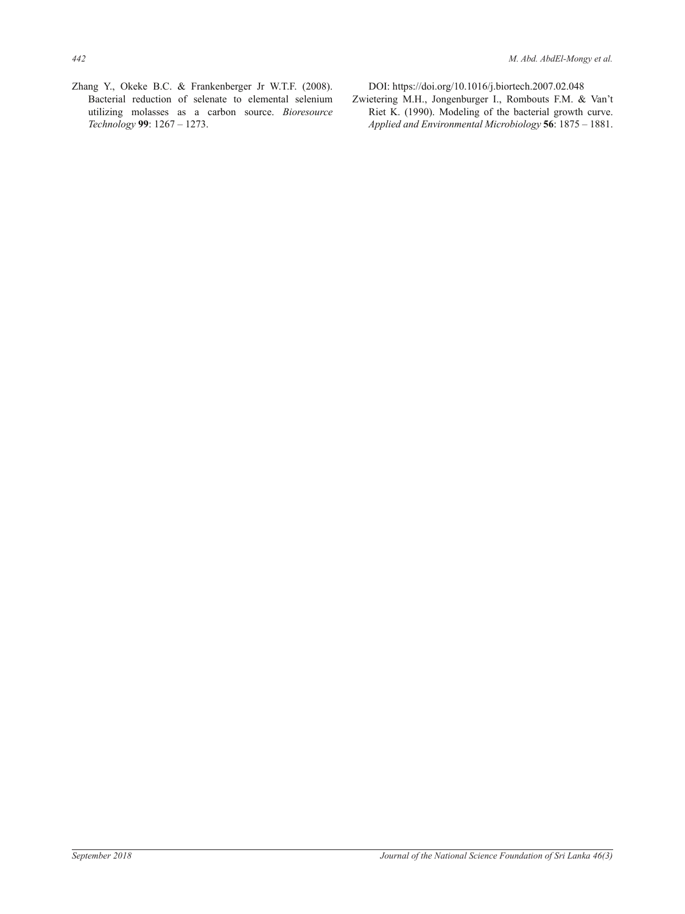Zhang Y., Okeke B.C. & Frankenberger Jr W.T.F. (2008). Bacterial reduction of selenate to elemental selenium utilizing molasses as a carbon source. *Bioresource Technology* **99**: 1267 – 1273.
DOI: https://doi.org/10.1016/j.biortech.2007.02.048

Zwietering M.H., Jongenburger I., Rombouts F.M. & Van't Riet K. (1990). Modeling of the bacterial growth curve. *Applied and Environmental Microbiology* **56**: 1875 – 1881.